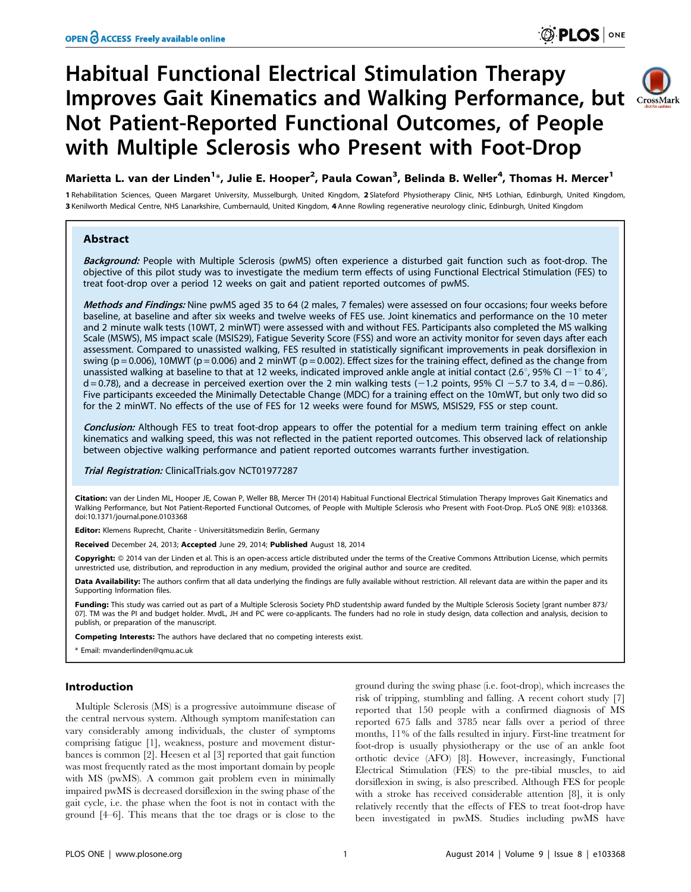# Habitual Functional Electrical Stimulation Therapy Improves Gait Kinematics and Walking Performance, but Not Patient-Reported Functional Outcomes, of People with Multiple Sclerosis who Present with Foot-Drop

**Marietta L. van der Linden[1]*, Julie E. Hooper[2], Paula Cowan[3], Belinda B. Weller[4], Thomas H. Mercer[1]**

1 Rehabilitation Sciences, Queen Margaret University, Musselburgh, United Kingdom, 2 Slateford Physiotherapy Clinic, NHS Lothian, Edinburgh, United Kingdom, 3 Kenilworth Medical Centre, NHS Lanarkshire, Cumbernauld, United Kingdom, 4 Anne Rowling regenerative neurology clinic, Edinburgh, United Kingdom

## Abstract

***Background:*** People with Multiple Sclerosis (pwMS) often experience a disturbed gait function such as foot-drop. The objective of this pilot study was to investigate the medium term effects of using Functional Electrical Stimulation (FES) to treat foot-drop over a period 12 weeks on gait and patient reported outcomes of pwMS.

***Methods and Findings:*** Nine pwMS aged 35 to 64 (2 males, 7 females) were assessed on four occasions; four weeks before baseline, at baseline and after six weeks and twelve weeks of FES use. Joint kinematics and performance on the 10 meter and 2 minute walk tests (10WT, 2 minWT) were assessed with and without FES. Participants also completed the MS walking Scale (MSWS), MS impact scale (MSIS29), Fatigue Severity Score (FSS) and wore an activity monitor for seven days after each assessment. Compared to unassisted walking, FES resulted in statistically significant improvements in peak dorsiflexion in swing ($p = 0.006$), 10MWT ($p = 0.006$) and 2 minWT ($p = 0.002$). Effect sizes for the training effect, defined as the change from unassisted walking at baseline to that at 12 weeks, indicated improved ankle angle at initial contact (2.6°, 95% CI −1° to 4°, $d = 0.78$), and a decrease in perceived exertion over the 2 min walking tests (−1.2 points, 95% CI −5.7 to 3.4, $d = -0.86$). Five participants exceeded the Minimally Detectable Change (MDC) for a training effect on the 10mWT, but only two did so for the 2 minWT. No effects of the use of FES for 12 weeks were found for MSWS, MSIS29, FSS or step count.

***Conclusion:*** Although FES to treat foot-drop appears to offer the potential for a medium term training effect on ankle kinematics and walking speed, this was not reflected in the patient reported outcomes. This observed lack of relationship between objective walking performance and patient reported outcomes warrants further investigation.

***Trial Registration:*** ClinicalTrials.gov NCT01977287

**Citation:** van der Linden ML, Hooper JE, Cowan P, Weller BB, Mercer TH (2014) Habitual Functional Electrical Stimulation Therapy Improves Gait Kinematics and Walking Performance, but Not Patient-Reported Functional Outcomes, of People with Multiple Sclerosis who Present with Foot-Drop. PLoS ONE 9(8): e103368. doi:10.1371/journal.pone.0103368

**Editor:** Klemens Ruprecht, Charite - Universitätsmedizin Berlin, Germany

**Received** December 24, 2013; **Accepted** June 29, 2014; **Published** August 18, 2014

**Copyright:** © 2014 van der Linden et al. This is an open-access article distributed under the terms of the Creative Commons Attribution License, which permits unrestricted use, distribution, and reproduction in any medium, provided the original author and source are credited.

**Data Availability:** The authors confirm that all data underlying the findings are fully available without restriction. All relevant data are within the paper and its Supporting Information files.

**Funding:** This study was carried out as part of a Multiple Sclerosis Society PhD studentship award funded by the Multiple Sclerosis Society [grant number 873/07]. TM was the PI and budget holder. MvdL, JH and PC were co-applicants. The funders had no role in study design, data collection and analysis, decision to publish, or preparation of the manuscript.

**Competing Interests:** The authors have declared that no competing interests exist.

* Email: mvanderlinden@qmu.ac.uk

## Introduction

Multiple Sclerosis (MS) is a progressive autoimmune disease of the central nervous system. Although symptom manifestation can vary considerably among individuals, the cluster of symptoms comprising fatigue [1], weakness, posture and movement disturbances is common [2]. Heesen et al [3] reported that gait function was most frequently rated as the most important domain by people with MS (pwMS). A common gait problem even in minimally impaired pwMS is decreased dorsiflexion in the swing phase of the gait cycle, i.e. the phase when the foot is not in contact with the ground [4–6]. This means that the toe drags or is close to the ground during the swing phase (i.e. foot-drop), which increases the risk of tripping, stumbling and falling. A recent cohort study [7] reported that 150 people with a confirmed diagnosis of MS reported 675 falls and 3785 near falls over a period of three months, 11% of the falls resulted in injury. First-line treatment for foot-drop is usually physiotherapy or the use of an ankle foot orthotic device (AFO) [8]. However, increasingly, Functional Electrical Stimulation (FES) to the pre-tibial muscles, to aid dorsiflexion in swing, is also prescribed. Although FES for people with a stroke has received considerable attention [8], it is only relatively recently that the effects of FES to treat foot-drop have been investigated in pwMS. Studies including pwMS have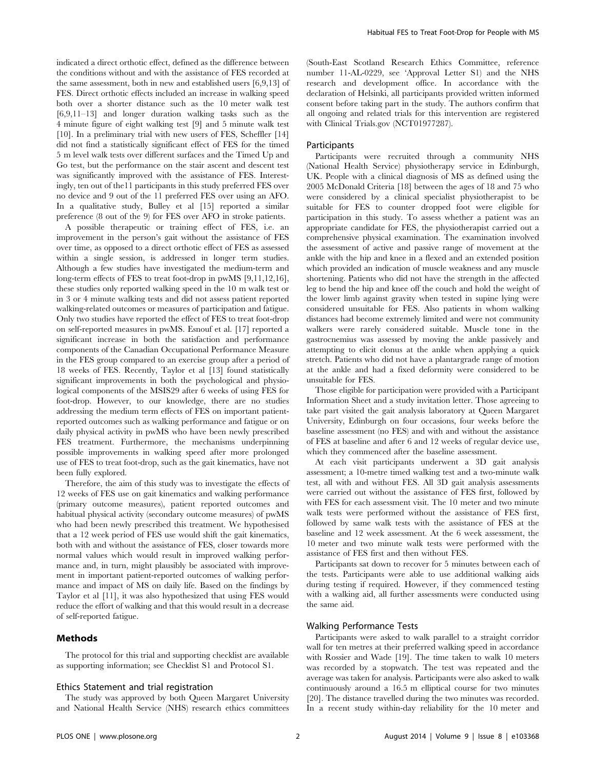indicated a direct orthotic effect, defined as the difference between the conditions without and with the assistance of FES recorded at the same assessment, both in new and established users [6,9,13] of FES. Direct orthotic effects included an increase in walking speed both over a shorter distance such as the 10 meter walk test [6,9,11–13] and longer duration walking tasks such as the 4 minute figure of eight walking test [9] and 5 minute walk test [10]. In a preliminary trial with new users of FES, Scheffler [14] did not find a statistically significant effect of FES for the timed 5 m level walk tests over different surfaces and the Timed Up and Go test, but the performance on the stair ascent and descent test was significantly improved with the assistance of FES. Interestingly, ten out of the11 participants in this study preferred FES over no device and 9 out of the 11 preferred FES over using an AFO. In a qualitative study, Bulley et al [15] reported a similar preference (8 out of the 9) for FES over AFO in stroke patients.

A possible therapeutic or training effect of FES, i.e. an improvement in the person's gait without the assistance of FES over time, as opposed to a direct orthotic effect of FES as assessed within a single session, is addressed in longer term studies. Although a few studies have investigated the medium-term and long-term effects of FES to treat foot-drop in pwMS [9,11,12,16], these studies only reported walking speed in the 10 m walk test or in 3 or 4 minute walking tests and did not assess patient reported walking-related outcomes or measures of participation and fatigue. Only two studies have reported the effect of FES to treat foot-drop on self-reported measures in pwMS. Esnouf et al. [17] reported a significant increase in both the satisfaction and performance components of the Canadian Occupational Performance Measure in the FES group compared to an exercise group after a period of 18 weeks of FES. Recently, Taylor et al [13] found statistically significant improvements in both the psychological and physiological components of the MSIS29 after 6 weeks of using FES for foot-drop. However, to our knowledge, there are no studies addressing the medium term effects of FES on important patient-reported outcomes such as walking performance and fatigue or on daily physical activity in pwMS who have been newly prescribed FES treatment. Furthermore, the mechanisms underpinning possible improvements in walking speed after more prolonged use of FES to treat foot-drop, such as the gait kinematics, have not been fully explored.

Therefore, the aim of this study was to investigate the effects of 12 weeks of FES use on gait kinematics and walking performance (primary outcome measures), patient reported outcomes and habitual physical activity (secondary outcome measures) of pwMS who had been newly prescribed this treatment. We hypothesised that a 12 week period of FES use would shift the gait kinematics, both with and without the assistance of FES, closer towards more normal values which would result in improved walking performance and, in turn, might plausibly be associated with improvement in important patient-reported outcomes of walking performance and impact of MS on daily life. Based on the findings by Taylor et al [11], it was also hypothesized that using FES would reduce the effort of walking and that this would result in a decrease of self-reported fatigue.

## Methods

The protocol for this trial and supporting checklist are available as supporting information; see Checklist S1 and Protocol S1.

### Ethics Statement and trial registration

The study was approved by both Queen Margaret University and National Health Service (NHS) research ethics committees (South-East Scotland Research Ethics Committee, reference number 11-AL-0229, see 'Approval Letter S1) and the NHS research and development office. In accordance with the declaration of Helsinki, all participants provided written informed consent before taking part in the study. The authors confirm that all ongoing and related trials for this intervention are registered with Clinical Trials.gov (NCT01977287).

### Participants

Participants were recruited through a community NHS (National Health Service) physiotherapy service in Edinburgh, UK. People with a clinical diagnosis of MS as defined using the 2005 McDonald Criteria [18] between the ages of 18 and 75 who were considered by a clinical specialist physiotherapist to be suitable for FES to counter dropped foot were eligible for participation in this study. To assess whether a patient was an appropriate candidate for FES, the physiotherapist carried out a comprehensive physical examination. The examination involved the assessment of active and passive range of movement at the ankle with the hip and knee in a flexed and an extended position which provided an indication of muscle weakness and any muscle shortening. Patients who did not have the strength in the affected leg to bend the hip and knee off the couch and hold the weight of the lower limb against gravity when tested in supine lying were considered unsuitable for FES. Also patients in whom walking distances had become extremely limited and were not community walkers were rarely considered suitable. Muscle tone in the gastrocnemius was assessed by moving the ankle passively and attempting to elicit clonus at the ankle when applying a quick stretch. Patients who did not have a plantargrade range of motion at the ankle and had a fixed deformity were considered to be unsuitable for FES.

Those eligible for participation were provided with a Participant Information Sheet and a study invitation letter. Those agreeing to take part visited the gait analysis laboratory at Queen Margaret University, Edinburgh on four occasions, four weeks before the baseline assessment (no FES) and with and without the assistance of FES at baseline and after 6 and 12 weeks of regular device use, which they commenced after the baseline assessment.

At each visit participants underwent a 3D gait analysis assessment; a 10-metre timed walking test and a two-minute walk test, all with and without FES. All 3D gait analysis assessments were carried out without the assistance of FES first, followed by with FES for each assessment visit. The 10 meter and two minute walk tests were performed without the assistance of FES first, followed by same walk tests with the assistance of FES at the baseline and 12 week assessment. At the 6 week assessment, the 10 meter and two minute walk tests were performed with the assistance of FES first and then without FES.

Participants sat down to recover for 5 minutes between each of the tests. Participants were able to use additional walking aids during testing if required. However, if they commenced testing with a walking aid, all further assessments were conducted using the same aid.

### Walking Performance Tests

Participants were asked to walk parallel to a straight corridor wall for ten metres at their preferred walking speed in accordance with Rossier and Wade [19]. The time taken to walk 10 meters was recorded by a stopwatch. The test was repeated and the average was taken for analysis. Participants were also asked to walk continuously around a 16.5 m elliptical course for two minutes [20]. The distance travelled during the two minutes was recorded. In a recent study within-day reliability for the 10 meter and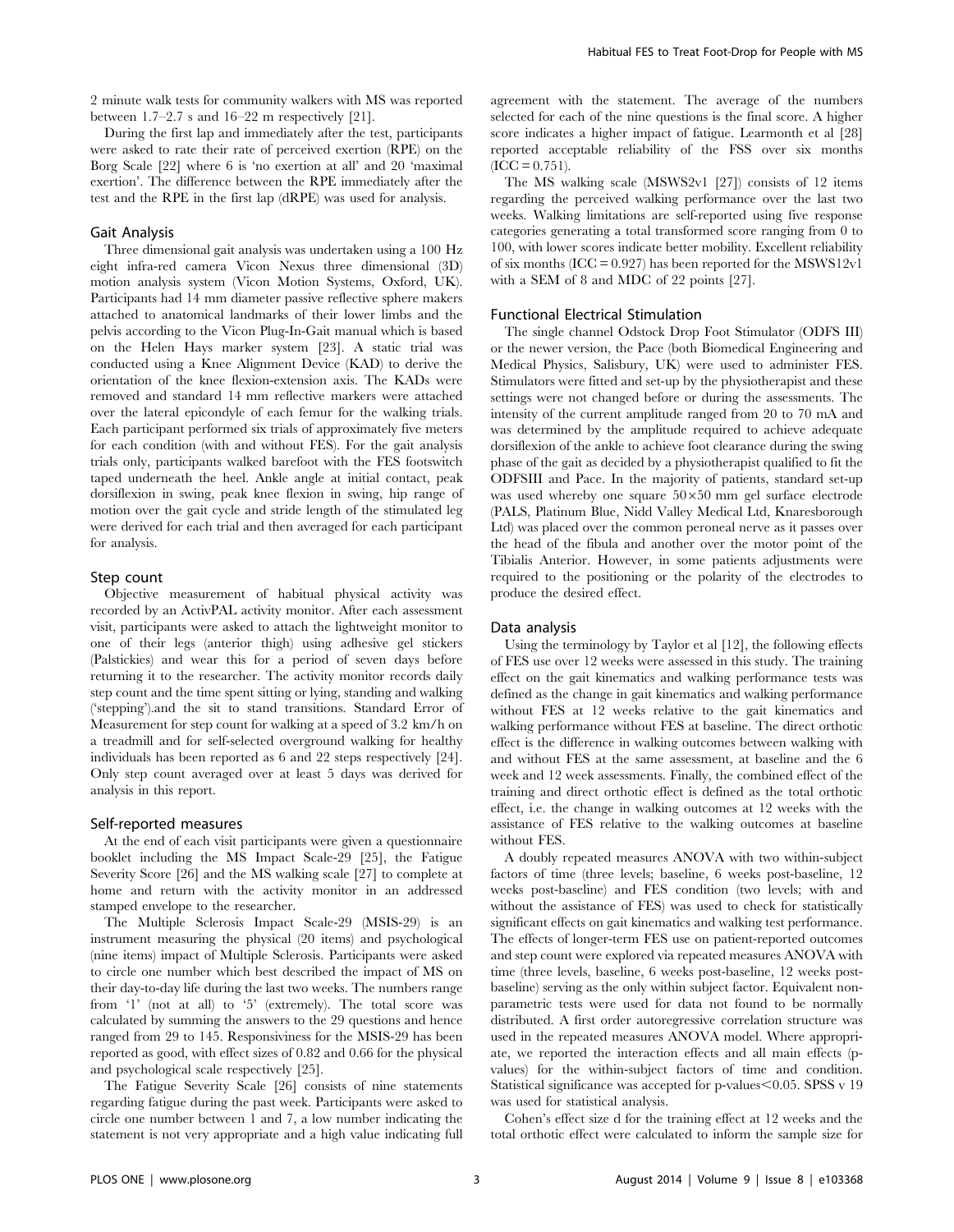2 minute walk tests for community walkers with MS was reported between 1.7–2.7 s and 16–22 m respectively [21].

During the first lap and immediately after the test, participants were asked to rate their rate of perceived exertion (RPE) on the Borg Scale [22] where 6 is 'no exertion at all' and 20 'maximal exertion'. The difference between the RPE immediately after the test and the RPE in the first lap (dRPE) was used for analysis.

### Gait Analysis

Three dimensional gait analysis was undertaken using a 100 Hz eight infra-red camera Vicon Nexus three dimensional (3D) motion analysis system (Vicon Motion Systems, Oxford, UK). Participants had 14 mm diameter passive reflective sphere makers attached to anatomical landmarks of their lower limbs and the pelvis according to the Vicon Plug-In-Gait manual which is based on the Helen Hays marker system [23]. A static trial was conducted using a Knee Alignment Device (KAD) to derive the orientation of the knee flexion-extension axis. The KADs were removed and standard 14 mm reflective markers were attached over the lateral epicondyle of each femur for the walking trials. Each participant performed six trials of approximately five meters for each condition (with and without FES). For the gait analysis trials only, participants walked barefoot with the FES footswitch taped underneath the heel. Ankle angle at initial contact, peak dorsiflexion in swing, peak knee flexion in swing, hip range of motion over the gait cycle and stride length of the stimulated leg were derived for each trial and then averaged for each participant for analysis.

### Step count

Objective measurement of habitual physical activity was recorded by an ActivPAL activity monitor. After each assessment visit, participants were asked to attach the lightweight monitor to one of their legs (anterior thigh) using adhesive gel stickers (Palstickies) and wear this for a period of seven days before returning it to the researcher. The activity monitor records daily step count and the time spent sitting or lying, standing and walking ('stepping').and the sit to stand transitions. Standard Error of Measurement for step count for walking at a speed of 3.2 km/h on a treadmill and for self-selected overground walking for healthy individuals has been reported as 6 and 22 steps respectively [24]. Only step count averaged over at least 5 days was derived for analysis in this report.

### Self-reported measures

At the end of each visit participants were given a questionnaire booklet including the MS Impact Scale-29 [25], the Fatigue Severity Score [26] and the MS walking scale [27] to complete at home and return with the activity monitor in an addressed stamped envelope to the researcher.

The Multiple Sclerosis Impact Scale-29 (MSIS-29) is an instrument measuring the physical (20 items) and psychological (nine items) impact of Multiple Sclerosis. Participants were asked to circle one number which best described the impact of MS on their day-to-day life during the last two weeks. The numbers range from '1' (not at all) to '5' (extremely). The total score was calculated by summing the answers to the 29 questions and hence ranged from 29 to 145. Responsiveness for the MSIS-29 has been reported as good, with effect sizes of 0.82 and 0.66 for the physical and psychological scale respectively [25].

The Fatigue Severity Scale [26] consists of nine statements regarding fatigue during the past week. Participants were asked to circle one number between 1 and 7, a low number indicating the statement is not very appropriate and a high value indicating full agreement with the statement. The average of the numbers selected for each of the nine questions is the final score. A higher score indicates a higher impact of fatigue. Learmonth et al [28] reported acceptable reliability of the FSS over six months (ICC = 0.751).

The MS walking scale (MSWS2v1 [27]) consists of 12 items regarding the perceived walking performance over the last two weeks. Walking limitations are self-reported using five response categories generating a total transformed score ranging from 0 to 100, with lower scores indicate better mobility. Excellent reliability of six months (ICC = 0.927) has been reported for the MSWS12v1 with a SEM of 8 and MDC of 22 points [27].

### Functional Electrical Stimulation

The single channel Odstock Drop Foot Stimulator (ODFS III) or the newer version, the Pace (both Biomedical Engineering and Medical Physics, Salisbury, UK) were used to administer FES. Stimulators were fitted and set-up by the physiotherapist and these settings were not changed before or during the assessments. The intensity of the current amplitude ranged from 20 to 70 mA and was determined by the amplitude required to achieve adequate dorsiflexion of the ankle to achieve foot clearance during the swing phase of the gait as decided by a physiotherapist qualified to fit the ODFSIII and Pace. In the majority of patients, standard set-up was used whereby one square 50×50 mm gel surface electrode (PALS, Platinum Blue, Nidd Valley Medical Ltd, Knaresborough Ltd) was placed over the common peroneal nerve as it passes over the head of the fibula and another over the motor point of the Tibialis Anterior. However, in some patients adjustments were required to the positioning or the polarity of the electrodes to produce the desired effect.

### Data analysis

Using the terminology by Taylor et al [12], the following effects of FES use over 12 weeks were assessed in this study. The training effect on the gait kinematics and walking performance tests was defined as the change in gait kinematics and walking performance without FES at 12 weeks relative to the gait kinematics and walking performance without FES at baseline. The direct orthotic effect is the difference in walking outcomes between walking with and without FES at the same assessment, at baseline and the 6 week and 12 week assessments. Finally, the combined effect of the training and direct orthotic effect is defined as the total orthotic effect, i.e. the change in walking outcomes at 12 weeks with the assistance of FES relative to the walking outcomes at baseline without FES.

A doubly repeated measures ANOVA with two within-subject factors of time (three levels; baseline, 6 weeks post-baseline, 12 weeks post-baseline) and FES condition (two levels; with and without the assistance of FES) was used to check for statistically significant effects on gait kinematics and walking test performance. The effects of longer-term FES use on patient-reported outcomes and step count were explored via repeated measures ANOVA with time (three levels, baseline, 6 weeks post-baseline, 12 weeks post-baseline) serving as the only within subject factor. Equivalent non-parametric tests were used for data not found to be normally distributed. A first order autoregressive correlation structure was used in the repeated measures ANOVA model. Where appropriate, we reported the interaction effects and all main effects (p-values) for the within-subject factors of time and condition. Statistical significance was accepted for p-values $<0.05$. SPSS v 19 was used for statistical analysis.

Cohen's effect size d for the training effect at 12 weeks and the total orthotic effect were calculated to inform the sample size for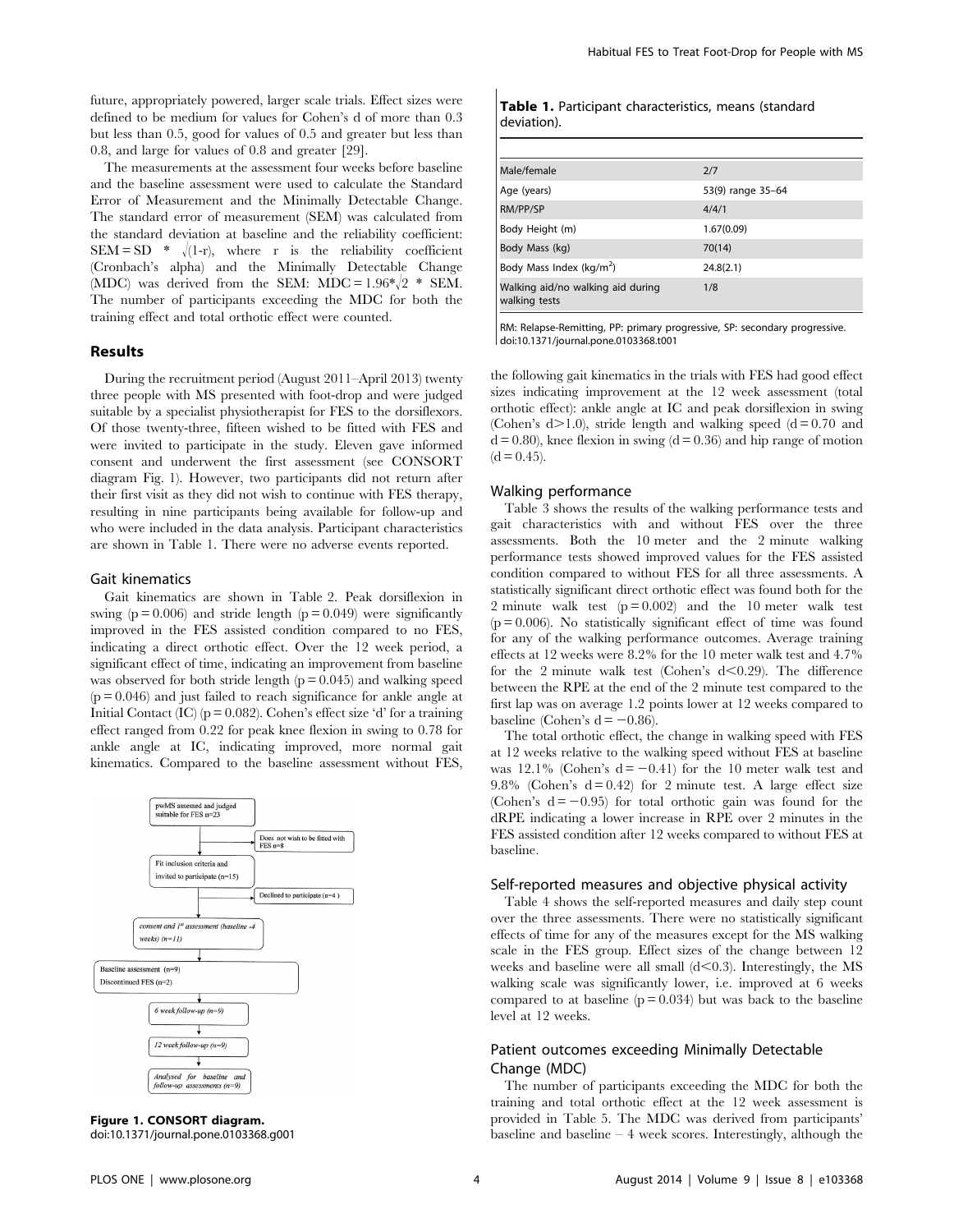future, appropriately powered, larger scale trials. Effect sizes were defined to be medium for values for Cohen's d of more than 0.3 but less than 0.5, good for values of 0.5 and greater but less than 0.8, and large for values of 0.8 and greater [29].

The measurements at the assessment four weeks before baseline and the baseline assessment were used to calculate the Standard Error of Measurement and the Minimally Detectable Change. The standard error of measurement (SEM) was calculated from the standard deviation at baseline and the reliability coefficient: $SEM = SD * \sqrt{(1\text{-}r)}$, where r is the reliability coefficient (Cronbach's alpha) and the Minimally Detectable Change (MDC) was derived from the SEM: $MDC = 1.96 * \sqrt{2} * SEM$. The number of participants exceeding the MDC for both the training effect and total orthotic effect were counted.

## Results

During the recruitment period (August 2011–April 2013) twenty three people with MS presented with foot-drop and were judged suitable by a specialist physiotherapist for FES to the dorsiflexors. Of those twenty-three, fifteen wished to be fitted with FES and were invited to participate in the study. Eleven gave informed consent and underwent the first assessment (see CONSORT diagram Fig. 1). However, two participants did not return after their first visit as they did not wish to continue with FES therapy, resulting in nine participants being available for follow-up and who were included in the data analysis. Participant characteristics are shown in Table 1. There were no adverse events reported.

### Gait kinematics

Gait kinematics are shown in Table 2. Peak dorsiflexion in swing ($p = 0.006$) and stride length ($p = 0.049$) were significantly improved in the FES assisted condition compared to no FES, indicating a direct orthotic effect. Over the 12 week period, a significant effect of time, indicating an improvement from baseline was observed for both stride length ($p = 0.045$) and walking speed ($p = 0.046$) and just failed to reach significance for ankle angle at Initial Contact (IC) ($p = 0.082$). Cohen's effect size 'd' for a training effect ranged from 0.22 for peak knee flexion in swing to 0.78 for ankle angle at IC, indicating improved, more normal gait kinematics. Compared to the baseline assessment without FES, the following gait kinematics in the trials with FES had good effect sizes indicating improvement at the 12 week assessment (total orthotic effect): ankle angle at IC and peak dorsiflexion in swing (Cohen's $d > 1.0$), stride length and walking speed ($d = 0.70$ and $d = 0.80$), knee flexion in swing ($d = 0.36$) and hip range of motion ($d = 0.45$).

**Figure 1. CONSORT diagram.**
doi:10.1371/journal.pone.0103368.g001

**Table 1.** Participant characteristics, means (standard deviation).

| | |
|---|---|
| Male/female | 2/7 |
| Age (years) | 53(9) range 35–64 |
| RM/PP/SP | 4/4/1 |
| Body Height (m) | 1.67(0.09) |
| Body Mass (kg) | 70(14) |
| Body Mass Index (kg/m$^2$) | 24.8(2.1) |
| Walking aid/no walking aid during walking tests | 1/8 |

RM: Relapse-Remitting, PP: primary progressive, SP: secondary progressive.
doi:10.1371/journal.pone.0103368.t001

### Walking performance

Table 3 shows the results of the walking performance tests and gait characteristics with and without FES over the three assessments. Both the 10 meter and the 2 minute walking performance tests showed improved values for the FES assisted condition compared to without FES for all three assessments. A statistically significant direct orthotic effect was found both for the 2 minute walk test ($p = 0.002$) and the 10 meter walk test ($p = 0.006$). No statistically significant effect of time was found for any of the walking performance outcomes. Average training effects at 12 weeks were 8.2% for the 10 meter walk test and 4.7% for the 2 minute walk test (Cohen's $d < 0.29$). The difference between the RPE at the end of the 2 minute test compared to the first lap was on average 1.2 points lower at 12 weeks compared to baseline (Cohen's $d = -0.86$).

The total orthotic effect, the change in walking speed with FES at 12 weeks relative to the walking speed without FES at baseline was 12.1% (Cohen's $d = -0.41$) for the 10 meter walk test and 9.8% (Cohen's $d = 0.42$) for 2 minute test. A large effect size (Cohen's $d = -0.95$) for total orthotic gain was found for the dRPE indicating a lower increase in RPE over 2 minutes in the FES assisted condition after 12 weeks compared to without FES at baseline.

### Self-reported measures and objective physical activity

Table 4 shows the self-reported measures and daily step count over the three assessments. There were no statistically significant effects of time for any of the measures except for the MS walking scale in the FES group. Effect sizes of the change between 12 weeks and baseline were all small ($d < 0.3$). Interestingly, the MS walking scale was significantly lower, i.e. improved at 6 weeks compared to at baseline ($p = 0.034$) but was back to the baseline level at 12 weeks.

### Patient outcomes exceeding Minimally Detectable Change (MDC)

The number of participants exceeding the MDC for both the training and total orthotic effect at the 12 week assessment is provided in Table 5. The MDC was derived from participants' baseline and baseline – 4 week scores. Interestingly, although the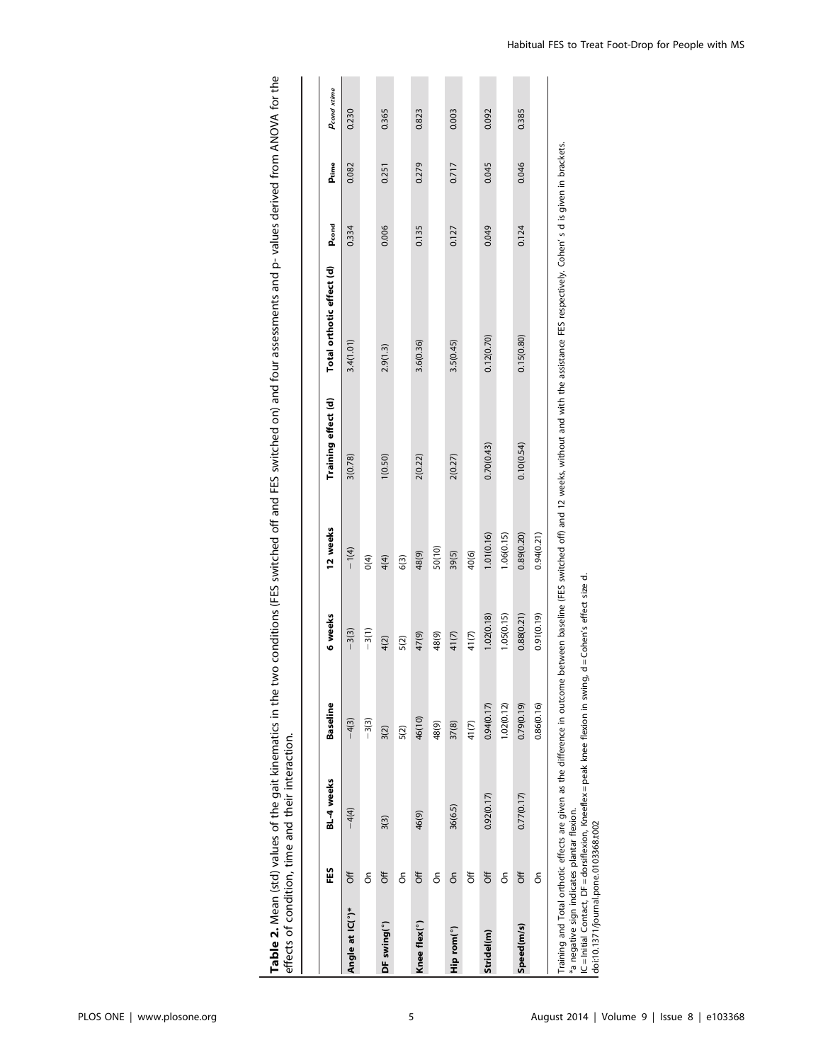**Table 2.** Mean (std) values of the gait kinematics in the two conditions (FES switched off and FES switched on) and four assessments and p- values derived from ANOVA for the effects of condition, time and their interaction.

| | FES | BL-4 weeks | Baseline | 6 weeks | 12 weeks | Training effect (d) | Total orthotic effect (d) | $p_{cond}$ | $p_{time}$ | $p_{cond \times time}$ |
|---|---|---|---|---|---|---|---|---|---|---|
| Angle at IC(°)* | Off | −4(4) | −4(3) | −3(3) | −1(4) | 3(0.78) | 3.4(1.01) | 0.334 | 0.082 | 0.230 |
| | On | | −3(3) | −3(1) | 0(4) | | | | | |
| DF swing(°) | Off | 3(3) | 3(2) | 4(2) | 4(4) | 1(0.50) | 2.9(1.3) | 0.006 | 0.251 | 0.365 |
| | On | | 5(2) | 5(2) | 6(3) | | | | | |
| Knee flex(°) | Off | 46(9) | 46(10) | 47(9) | 48(9) | 2(0.22) | 3.6(0.36) | 0.135 | 0.279 | 0.823 |
| | On | | 48(9) | 48(9) | 50(10) | | | | | |
| Hip rom(°) | On | 36(6.5) | 37(8) | 41(7) | 39(5) | 2(0.27) | 3.5(0.45) | 0.127 | 0.717 | 0.003 |
| | Off | | 41(7) | 41(7) | 40(6) | | | | | |
| Stride(m) | Off | 0.92(0.17) | 0.94(0.17) | 1.02(0.18) | 1.01(0.16) | 0.70(0.43) | 0.12(0.70) | 0.049 | 0.045 | 0.092 |
| | On | | 1.02(0.12) | 1.05(0.15) | 1.06(0.15) | | | | | |
| Speed(m/s) | Off | 0.77(0.17) | 0.79(0.19) | 0.88(0.21) | 0.89(0.20) | 0.10(0.54) | 0.15(0.80) | 0.124 | 0.046 | 0.385 |
| | On | | 0.86(0.16) | 0.91(0.19) | 0.94(0.21) | | | | | |

Training and Total orthotic effects are given as the difference in outcome between baseline (FES switched off) and 12 weeks, without and with the assistance FES respectively. Cohen's d is given in brackets.

*a negative sign indicates plantar flexion.

IC = Initial Contact, DF = dorsiflexion, Kneeflex = peak knee flexion in swing, d = Cohen's effect size d.

doi:10.1371/journal.pone.0103368.t002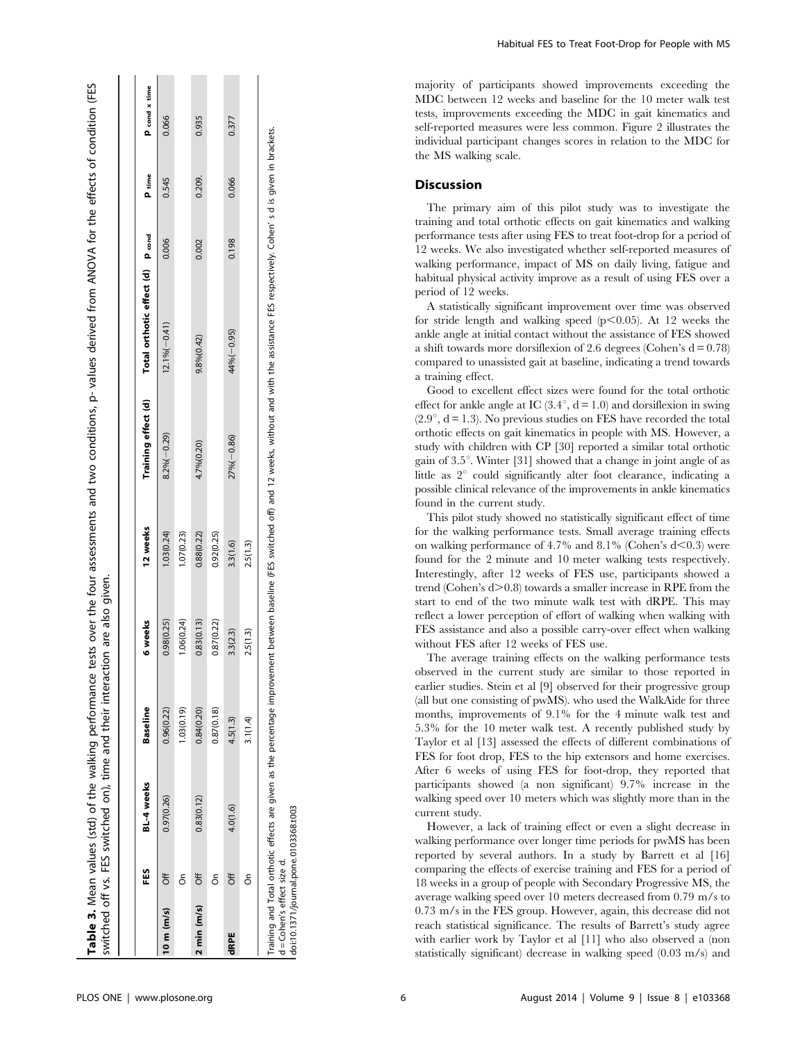**Table 3.** Mean values (std) of the walking performance tests over the four assessments and two conditions, p- values derived from ANOVA for the effects of condition (FES switched off vs. FES switched on), time and their interaction are also given.

| | FES | BL-4 weeks | Baseline | 6 weeks | 12 weeks | Training effect (d) | Total orthotic effect (d) | $P_{cond}$ | $P_{time}$ | $P_{cond \times time}$ |
|---|---|---|---|---|---|---|---|---|---|---|
| 10 m (m/s) | Off | 0.97(0.26) | 0.96(0.22) | 0.98(0.25) | 1.03(0.24) | 8.2%(−0.29) | 12.1%(−0.41) | 0.006 | 0.545 | 0.066 |
| | On | | 1.03(0.19) | 1.06(0.24) | 1.07(0.23) | | | | | |
| 2 min (m/s) | Off | 0.83(0.12) | 0.84(0.20) | 0.83(0.13) | 0.88(0.22) | 4.7%(0.20) | 9.8%(0.42) | 0.002 | 0.209. | 0.935 |
| | On | | 0.87(0.18) | 0.87(0.22) | 0.92(0.25) | | | | | |
| dRPE | Off | 4.0(1.6) | 4.5(1.3) | 3.3(2.3) | 3.3(1.6) | 27%(−0.86) | 44%(−0.95) | 0.198 | 0.066 | 0.377 |
| | On | | 3.1(1.4) | 2.5(1.3) | 2.5(1.3) | | | | | |

Training and Total orthotic effects are given as the percentage improvement between baseline (FES switched off) and 12 weeks, without and with the assistance FES respectively. Cohen's d is given in brackets.
d = Cohen's effect size d.
doi:10.1371/journal.pone.0103368.t003

majority of participants showed improvements exceeding the MDC between 12 weeks and baseline for the 10 meter walk test tests, improvements exceeding the MDC in gait kinematics and self-reported measures were less common. Figure 2 illustrates the individual participant changes scores in relation to the MDC for the MS walking scale.

## Discussion

The primary aim of this pilot study was to investigate the training and total orthotic effects on gait kinematics and walking performance tests after using FES to treat foot-drop for a period of 12 weeks. We also investigated whether self-reported measures of walking performance, impact of MS on daily living, fatigue and habitual physical activity improve as a result of using FES over a period of 12 weeks.

A statistically significant improvement over time was observed for stride length and walking speed ($p<0.05$). At 12 weeks the ankle angle at initial contact without the assistance of FES showed a shift towards more dorsiflexion of 2.6 degrees (Cohen's $d = 0.78$) compared to unassisted gait at baseline, indicating a trend towards a training effect.

Good to excellent effect sizes were found for the total orthotic effect for ankle angle at IC (3.4°, $d = 1.0$) and dorsiflexion in swing (2.9°, $d = 1.3$). No previous studies on FES have recorded the total orthotic effects on gait kinematics in people with MS. However, a study with children with CP [30] reported a similar total orthotic gain of 3.5°. Winter [31] showed that a change in joint angle of as little as 2° could significantly alter foot clearance, indicating a possible clinical relevance of the improvements in ankle kinematics found in the current study.

This pilot study showed no statistically significant effect of time for the walking performance tests. Small average training effects on walking performance of 4.7% and 8.1% (Cohen's $d<0.3$) were found for the 2 minute and 10 meter walking tests respectively. Interestingly, after 12 weeks of FES use, participants showed a trend (Cohen's $d>0.8$) towards a smaller increase in RPE from the start to end of the two minute walk test with dRPE. This may reflect a lower perception of effort of walking when walking with FES assistance and also a possible carry-over effect when walking without FES after 12 weeks of FES use.

The average training effects on the walking performance tests observed in the current study are similar to those reported in earlier studies. Stein et al [9] observed for their progressive group (all but one consisting of pwMS). who used the WalkAide for three months, improvements of 9.1% for the 4 minute walk test and 5.3% for the 10 meter walk test. A recently published study by Taylor et al [13] assessed the effects of different combinations of FES for foot drop, FES to the hip extensors and home exercises. After 6 weeks of using FES for foot-drop, they reported that participants showed (a non significant) 9.7% increase in the walking speed over 10 meters which was slightly more than in the current study.

However, a lack of training effect or even a slight decrease in walking performance over longer time periods for pwMS has been reported by several authors. In a study by Barrett et al [16] comparing the effects of exercise training and FES for a period of 18 weeks in a group of people with Secondary Progressive MS, the average walking speed over 10 meters decreased from 0.79 m/s to 0.73 m/s in the FES group. However, again, this decrease did not reach statistical significance. The results of Barrett's study agree with earlier work by Taylor et al [11] who also observed a (non statistically significant) decrease in walking speed (0.03 m/s) and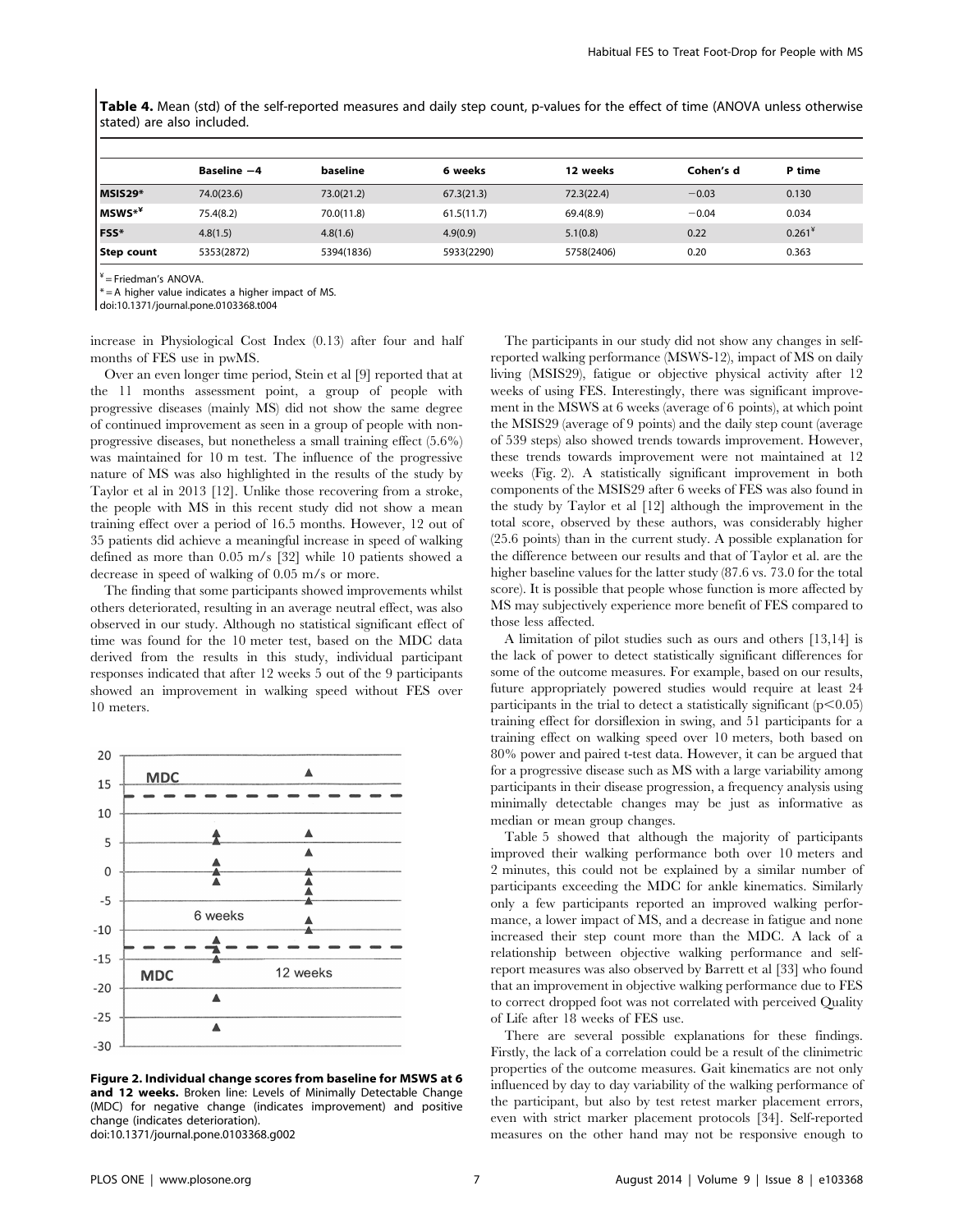**Table 4.** Mean (std) of the self-reported measures and daily step count, p-values for the effect of time (ANOVA unless otherwise stated) are also included.

| | Baseline −4 | baseline | 6 weeks | 12 weeks | Cohen's d | P time |
|---|---|---|---|---|---|---|
| **MSIS29*** | 74.0(23.6) | 73.0(21.2) | 67.3(21.3) | 72.3(22.4) | −0.03 | 0.130 |
| **MSWS*¥** | 75.4(8.2) | 70.0(11.8) | 61.5(11.7) | 69.4(8.9) | −0.04 | 0.034 |
| **FSS*** | 4.8(1.5) | 4.8(1.6) | 4.9(0.9) | 5.1(0.8) | 0.22 | 0.261¥ |
| **Step count** | 5353(2872) | 5394(1836) | 5933(2290) | 5758(2406) | 0.20 | 0.363 |

¥ = Friedman's ANOVA.
* = A higher value indicates a higher impact of MS.
doi:10.1371/journal.pone.0103368.t004

increase in Physiological Cost Index (0.13) after four and half months of FES use in pwMS.

Over an even longer time period, Stein et al [9] reported that at the 11 months assessment point, a group of people with progressive diseases (mainly MS) did not show the same degree of continued improvement as seen in a group of people with non-progressive diseases, but nonetheless a small training effect (5.6%) was maintained for 10 m test. The influence of the progressive nature of MS was also highlighted in the results of the study by Taylor et al in 2013 [12]. Unlike those recovering from a stroke, the people with MS in this recent study did not show a mean training effect over a period of 16.5 months. However, 12 out of 35 patients did achieve a meaningful increase in speed of walking defined as more than 0.05 m/s [32] while 10 patients showed a decrease in speed of walking of 0.05 m/s or more.

The finding that some participants showed improvements whilst others deteriorated, resulting in an average neutral effect, was also observed in our study. Although no statistical significant effect of time was found for the 10 meter test, based on the MDC data derived from the results in this study, individual participant responses indicated that after 12 weeks 5 out of the 9 participants showed an improvement in walking speed without FES over 10 meters.

**Figure 2. Individual change scores from baseline for MSWS at 6 and 12 weeks.** Broken line: Levels of Minimally Detectable Change (MDC) for negative change (indicates improvement) and positive change (indicates deterioration).
doi:10.1371/journal.pone.0103368.g002

The participants in our study did not show any changes in self-reported walking performance (MSWS-12), impact of MS on daily living (MSIS29), fatigue or objective physical activity after 12 weeks of using FES. Interestingly, there was significant improvement in the MSWS at 6 weeks (average of 6 points), at which point the MSIS29 (average of 9 points) and the daily step count (average of 539 steps) also showed trends towards improvement. However, these trends towards improvement were not maintained at 12 weeks (Fig. 2). A statistically significant improvement in both components of the MSIS29 after 6 weeks of FES was also found in the study by Taylor et al [12] although the improvement in the total score, observed by these authors, was considerably higher (25.6 points) than in the current study. A possible explanation for the difference between our results and that of Taylor et al. are the higher baseline values for the latter study (87.6 vs. 73.0 for the total score). It is possible that people whose function is more affected by MS may subjectively experience more benefit of FES compared to those less affected.

A limitation of pilot studies such as ours and others [13,14] is the lack of power to detect statistically significant differences for some of the outcome measures. For example, based on our results, future appropriately powered studies would require at least 24 participants in the trial to detect a statistically significant ($p<0.05$) training effect for dorsiflexion in swing, and 51 participants for a training effect on walking speed over 10 meters, both based on 80% power and paired t-test data. However, it can be argued that for a progressive disease such as MS with a large variability among participants in their disease progression, a frequency analysis using minimally detectable changes may be just as informative as median or mean group changes.

Table 5 showed that although the majority of participants improved their walking performance both over 10 meters and 2 minutes, this could not be explained by a similar number of participants exceeding the MDC for ankle kinematics. Similarly only a few participants reported an improved walking performance, a lower impact of MS, and a decrease in fatigue and none increased their step count more than the MDC. A lack of a relationship between objective walking performance and self-report measures was also observed by Barrett et al [33] who found that an improvement in objective walking performance due to FES to correct dropped foot was not correlated with perceived Quality of Life after 18 weeks of FES use.

There are several possible explanations for these findings. Firstly, the lack of a correlation could be a result of the clinimetric properties of the outcome measures. Gait kinematics are not only influenced by day to day variability of the walking performance of the participant, but also by test retest marker placement errors, even with strict marker placement protocols [34]. Self-reported measures on the other hand may not be responsive enough to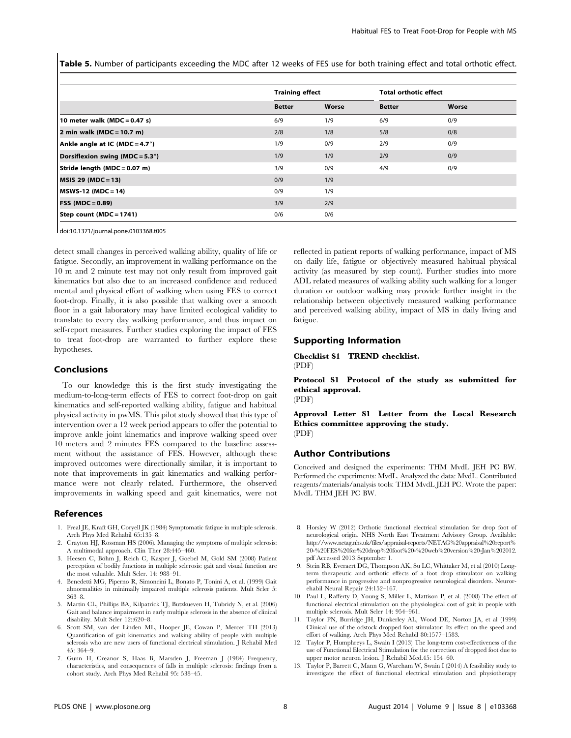**Table 5.** Number of participants exceeding the MDC after 12 weeks of FES use for both training effect and total orthotic effect.

| | Training effect | | Total orthotic effect | |
|---|---|---|---|---|
| | Better | Worse | Better | Worse |
| 10 meter walk (MDC = 0.47 s) | 6/9 | 1/9 | 6/9 | 0/9 |
| 2 min walk (MDC = 10.7 m) | 2/8 | 1/8 | 5/8 | 0/8 |
| Ankle angle at IC (MDC = 4.7°) | 1/9 | 0/9 | 2/9 | 0/9 |
| Dorsiflexion swing (MDC = 5.3°) | 1/9 | 1/9 | 2/9 | 0/9 |
| Stride length (MDC = 0.07 m) | 3/9 | 0/9 | 4/9 | 0/9 |
| MSIS 29 (MDC = 13) | 0/9 | 1/9 | | |
| MSWS-12 (MDC = 14) | 0/9 | 1/9 | | |
| FSS (MDC = 0.89) | 3/9 | 2/9 | | |
| Step count (MDC = 1741) | 0/6 | 0/6 | | |

doi:10.1371/journal.pone.0103368.t005

detect small changes in perceived walking ability, quality of life or fatigue. Secondly, an improvement in walking performance on the 10 m and 2 minute test may not only result from improved gait kinematics but also due to an increased confidence and reduced mental and physical effort of walking when using FES to correct foot-drop. Finally, it is also possible that walking over a smooth floor in a gait laboratory may have limited ecological validity to translate to every day walking performance, and thus impact on self-report measures. Further studies exploring the impact of FES to treat foot-drop are warranted to further explore these hypotheses.

## Conclusions

To our knowledge this is the first study investigating the medium-to-long-term effects of FES to correct foot-drop on gait kinematics and self-reported walking ability, fatigue and habitual physical activity in pwMS. This pilot study showed that this type of intervention over a 12 week period appears to offer the potential to improve ankle joint kinematics and improve walking speed over 10 meters and 2 minutes FES compared to the baseline assessment without the assistance of FES. However, although these improved outcomes were directionally similar, it is important to note that improvements in gait kinematics and walking performance were not clearly related. Furthermore, the observed improvements in walking speed and gait kinematics, were not reflected in patient reports of walking performance, impact of MS on daily life, fatigue or objectively measured habitual physical activity (as measured by step count). Further studies into more ADL related measures of walking ability such walking for a longer duration or outdoor walking may provide further insight in the relationship between objectively measured walking performance and perceived walking ability, impact of MS in daily living and fatigue.

## Supporting Information

**Checklist S1 TREND checklist.**
(PDF)

**Protocol S1 Protocol of the study as submitted for ethical approval.**
(PDF)

**Approval Letter S1 Letter from the Local Research Ethics committee approving the study.**
(PDF)

## Author Contributions

Conceived and designed the experiments: THM MvdL JEH PC BW. Performed the experiments: MvdL. Analyzed the data: MvdL. Contributed reagents/materials/analysis tools: THM MvdL JEH PC. Wrote the paper: MvdL THM JEH PC BW.

## References

1. Freal JE, Kraft GH, Coryell JK (1984) Symptomatic fatigue in multiple sclerosis. Arch Phys Med Rehabil 65:135–8.
2. Crayton HJ, Rossman HS (2006). Managing the symptoms of multiple sclerosis: A multimodal approach. Clin Ther 28:445–460.
3. Heesen C, Böhm J, Reich C, Kasper J, Goebel M, Gold SM (2008) Patient perception of bodily functions in multiple sclerosis: gait and visual function are the most valuable. Mult Scler. 14: 988–91.
4. Benedetti MG, Piperno R, Simoncini L, Bonato P, Tonini A, et al. (1999) Gait abnormalities in minimally impaired multiple sclerosis patients. Mult Scler 5: 363–8.
5. Martin CL, Phillips BA, Kilpatrick TJ, Butzkueven H, Tubridy N, et al. (2006) Gait and balance impairment in early multiple sclerosis in the absence of clinical disability. Mult Scler 12::620–8.
6. Scott SM, van der Linden ML, Hooper JE, Cowan P, Mercer TH (2013) Quantification of gait kinematics and walking ability of people with multiple sclerosis who are new users of functional electrical stimulation. J Rehabil Med 45: 364–9.
7. Gunn H, Creanor S, Haas B, Marsden J, Freeman J (1984) Frequency, characteristics, and consequences of falls in multiple sclerosis: findings from a cohort study. Arch Phys Med Rehabil 95: 538–45.
8. Horsley W (2012) Orthotic functional electrical stimulation for drop foot of neurological origin. NHS North East Treatment Advisory Group. Available: http://www.netag.nhs.uk/files/appraisal-reports/NETAG%20appraisal%20report%20-%20FES%20for%20drop%20foot%20-%20web%20version%20-Jan%202012.pdf Accessed 2013 September 1.
9. Stein RB, Everaert DG, Thompson AK, Su LC, Whittaker M, et al (2010) Long-term therapeutic and orthotic effects of a foot drop stimulator on walking performance in progressive and nonprogressive neurological disorders. Neurorehabil Neural Repair 24:152–167.
10. Paul L, Rafferty D, Young S, Miller L, Mattison P, et al. (2008) The effect of functional electrical stimulation on the physiological cost of gait in people with multiple sclerosis. Mult Scler 14: 954–961.
11. Taylor PN, Burridge JH, Dunkerley AL, Wood DE, Norton JA, et al (1999) Clinical use of the odstock dropped foot stimulator: Its effect on the speed and effort of walking. Arch Phys Med Rehabil 80:1577–1583.
12. Taylor P, Humphreys L, Swain I (2013) The long-term cost-effectiveness of the use of Functional Electrical Stimulation for the correction of dropped foot due to upper motor neuron lesion. J Rehabil Med.45: 154–60.
13. Taylor P, Barrett C, Mann G, Wareham W, Swain I (2014) A feasibility study to investigate the effect of functional electrical stimulation and physiotherapy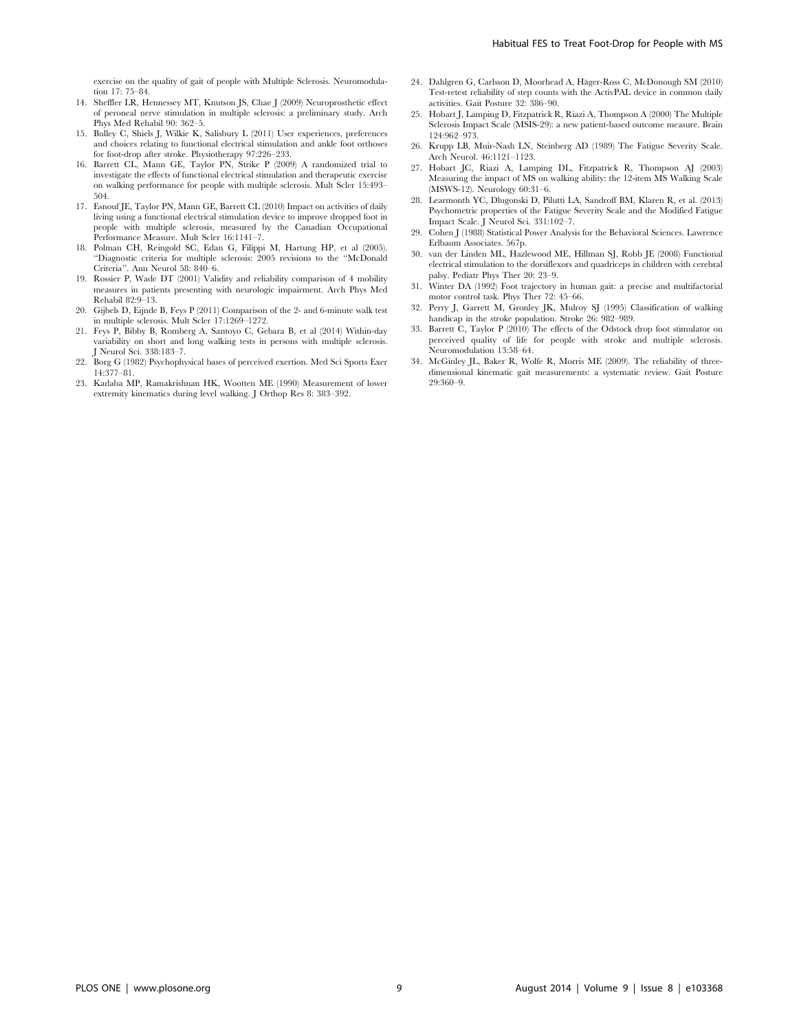exercise on the quality of gait of people with Multiple Sclerosis. Neuromodulation 17: 75–84.

14. Sheffler LR, Hennessey MT, Knutson JS, Chae J (2009) Neuroprosthetic effect of peroneal nerve stimulation in multiple sclerosis: a preliminary study. Arch Phys Med Rehabil 90: 362–5.
15. Bulley C, Shiels J, Wilkie K, Salisbury L (2011) User experiences, preferences and choices relating to functional electrical stimulation and ankle foot orthoses for foot-drop after stroke. Physiotherapy 97:226–233.
16. Barrett CL, Mann GE, Taylor PN, Strike P (2009) A randomized trial to investigate the effects of functional electrical stimulation and therapeutic exercise on walking performance for people with multiple sclerosis. Mult Scler 15:493–504.
17. Esnouf JE, Taylor PN, Mann GE, Barrett CL (2010) Impact on activities of daily living using a functional electrical stimulation device to improve dropped foot in people with multiple sclerosis, measured by the Canadian Occupational Performance Measure. Mult Scler 16:1141–7.
18. Polman CH, Reingold SC, Edan G, Filippi M, Hartung HP, et al (2005). "Diagnostic criteria for multiple sclerosis: 2005 revisions to the "McDonald Criteria". Ann Neurol 58: 840–6.
19. Rossier P, Wade DT (2001) Validity and reliability comparison of 4 mobility measures in patients presenting with neurologic impairment. Arch Phys Med Rehabil 82:9–13.
20. Gijbels D, Eijnde B, Feys P (2011) Comparison of the 2- and 6-minute walk test in multiple sclerosis. Mult Scler 17:1269–1272.
21. Feys P, Bibby B, Romberg A, Santoyo C, Gebara B, et al (2014) Within-day variability on short and long walking tests in persons with multiple sclerosis. J Neurol Sci. 338:183–7.
22. Borg G (1982) Psychophysical bases of perceived exertion. Med Sci Sports Exer 14:377–81.
23. Kadaba MP, Ramakrishnan HK, Wootten ME (1990) Measurement of lower extremity kinematics during level walking. J Orthop Res 8: 383–392.
24. Dahlgren G, Carlsson D, Moorhead A, Häger-Ross C, McDonough SM (2010) Test-retest reliability of step counts with the ActivPAL device in common daily activities. Gait Posture 32: 386–90.
25. Hobart J, Lamping D, Fitzpatrick R, Riazi A, Thompson A (2000) The Multiple Sclerosis Impact Scale (MSIS-29): a new patient-based outcome measure. Brain 124:962–973.
26. Krupp LB, Muir-Nash LN, Steinberg AD (1989) The Fatigue Severity Scale. Arch Neurol. 46:1121–1123.
27. Hobart JC, Riazi A, Lamping DL, Fitzpatrick R, Thompson AJ (2003) Measuring the impact of MS on walking ability: the 12-item MS Walking Scale (MSWS-12). Neurology 60:31–6.
28. Learmonth YC, Dlugonski D, Pilutti LA, Sandroff BM, Klaren R, et al. (2013) Psychometric properties of the Fatigue Severity Scale and the Modified Fatigue Impact Scale. J Neurol Sci. 331:102–7.
29. Cohen J (1988) Statistical Power Analysis for the Behavioral Sciences. Lawrence Erlbaum Associates. 567p.
30. van der Linden ML, Hazlewood ME, Hillman SJ, Robb JE (2008) Functional electrical stimulation to the dorsiflexors and quadriceps in children with cerebral palsy. Pediatr Phys Ther 20: 23–9.
31. Winter DA (1992) Foot trajectory in human gait: a precise and multifactorial motor control task. Phys Ther 72: 45–66.
32. Perry J, Garrett M, Gronley JK, Mulroy SJ (1995) Classification of walking handicap in the stroke population. Stroke 26: 982–989.
33. Barrett C, Taylor P (2010) The effects of the Odstock drop foot stimulator on perceived quality of life for people with stroke and multiple sclerosis. Neuromodulation 13:58–64.
34. McGinley JL, Baker R, Wolfe R, Morris ME (2009). The reliability of three-dimensional kinematic gait measurements: a systematic review. Gait Posture 29:360–9.